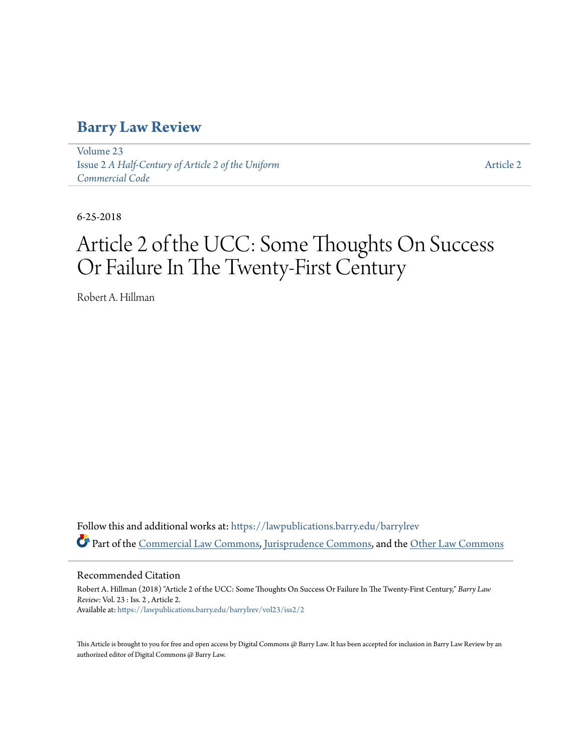# Barry Law Review

Volume 23
Issue 2 *A Half-Century of Article 2 of the Uniform Commercial Code*

Article 2

6-25-2018

# Article 2 of the UCC: Some Thoughts On Success Or Failure In The Twenty-First Century

Robert A. Hillman

Follow this and additional works at: https://lawpublications.barry.edu/barrylrev

Part of the Commercial Law Commons, Jurisprudence Commons, and the Other Law Commons

## Recommended Citation

Robert A. Hillman (2018) "Article 2 of the UCC: Some Thoughts On Success Or Failure In The Twenty-First Century," *Barry Law Review*: Vol. 23 : Iss. 2 , Article 2.
Available at: https://lawpublications.barry.edu/barrylrev/vol23/iss2/2

This Article is brought to you for free and open access by Digital Commons @ Barry Law. It has been accepted for inclusion in Barry Law Review by an authorized editor of Digital Commons @ Barry Law.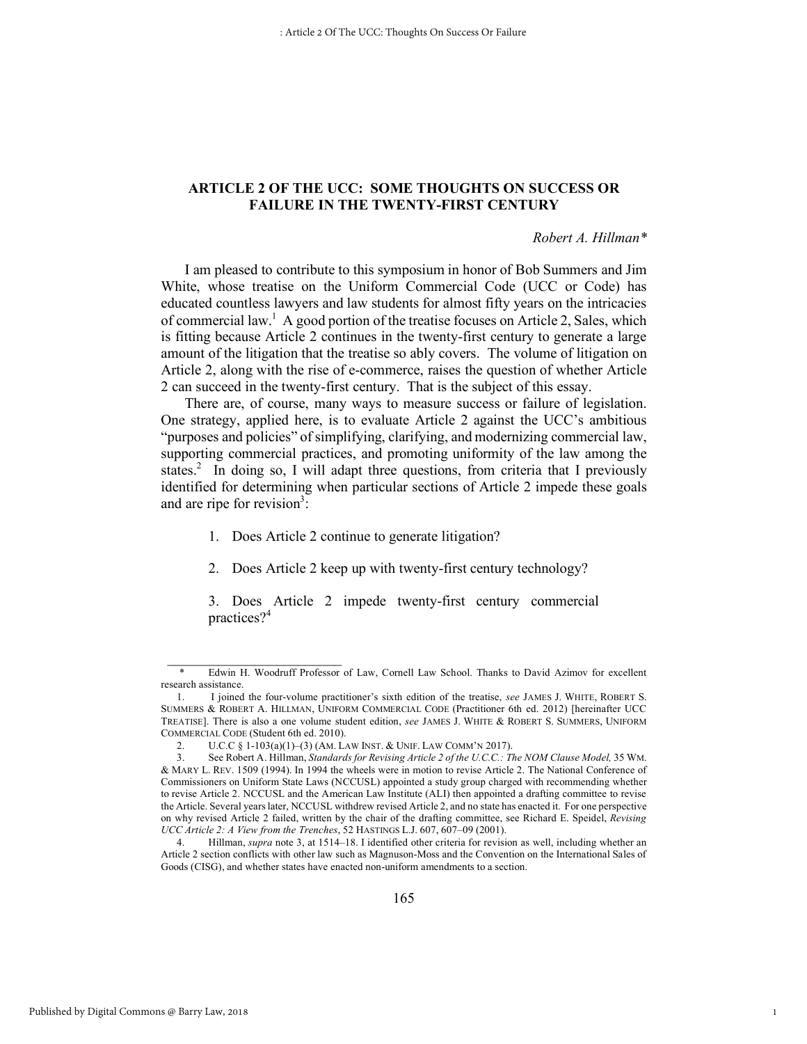## ARTICLE 2 OF THE UCC: SOME THOUGHTS ON SUCCESS OR FAILURE IN THE TWENTY-FIRST CENTURY

*Robert A. Hillman\**

I am pleased to contribute to this symposium in honor of Bob Summers and Jim White, whose treatise on the Uniform Commercial Code (UCC or Code) has educated countless lawyers and law students for almost fifty years on the intricacies of commercial law.[1] A good portion of the treatise focuses on Article 2, Sales, which is fitting because Article 2 continues in the twenty-first century to generate a large amount of the litigation that the treatise so ably covers. The volume of litigation on Article 2, along with the rise of e-commerce, raises the question of whether Article 2 can succeed in the twenty-first century. That is the subject of this essay.

There are, of course, many ways to measure success or failure of legislation. One strategy, applied here, is to evaluate Article 2 against the UCC's ambitious "purposes and policies" of simplifying, clarifying, and modernizing commercial law, supporting commercial practices, and promoting uniformity of the law among the states.[2] In doing so, I will adapt three questions, from criteria that I previously identified for determining when particular sections of Article 2 impede these goals and are ripe for revision[3]:

1. Does Article 2 continue to generate litigation?

2. Does Article 2 keep up with twenty-first century technology?

3. Does Article 2 impede twenty-first century commercial practices?[4]

---

\* Edwin H. Woodruff Professor of Law, Cornell Law School. Thanks to David Azimov for excellent research assistance.

1. I joined the four-volume practitioner's sixth edition of the treatise, *see* JAMES J. WHITE, ROBERT S. SUMMERS & ROBERT A. HILLMAN, UNIFORM COMMERCIAL CODE (Practitioner 6th ed. 2012) [hereinafter UCC TREATISE]. There is also a one volume student edition, *see* JAMES J. WHITE & ROBERT S. SUMMERS, UNIFORM COMMERCIAL CODE (Student 6th ed. 2010).

2. U.C.C § 1-103(a)(1)–(3) (AM. LAW INST. & UNIF. LAW COMM'N 2017).

3. See Robert A. Hillman, *Standards for Revising Article 2 of the U.C.C.: The NOM Clause Model,* 35 WM. & MARY L. REV. 1509 (1994). In 1994 the wheels were in motion to revise Article 2. The National Conference of Commissioners on Uniform State Laws (NCCUSL) appointed a study group charged with recommending whether to revise Article 2. NCCUSL and the American Law Institute (ALI) then appointed a drafting committee to revise the Article. Several years later, NCCUSL withdrew revised Article 2, and no state has enacted it. For one perspective on why revised Article 2 failed, written by the chair of the drafting committee, see Richard E. Speidel, *Revising UCC Article 2: A View from the Trenches*, 52 HASTINGS L.J. 607, 607–09 (2001).

4. Hillman, *supra* note 3, at 1514–18. I identified other criteria for revision as well, including whether an Article 2 section conflicts with other law such as Magnuson-Moss and the Convention on the International Sales of Goods (CISG), and whether states have enacted non-uniform amendments to a section.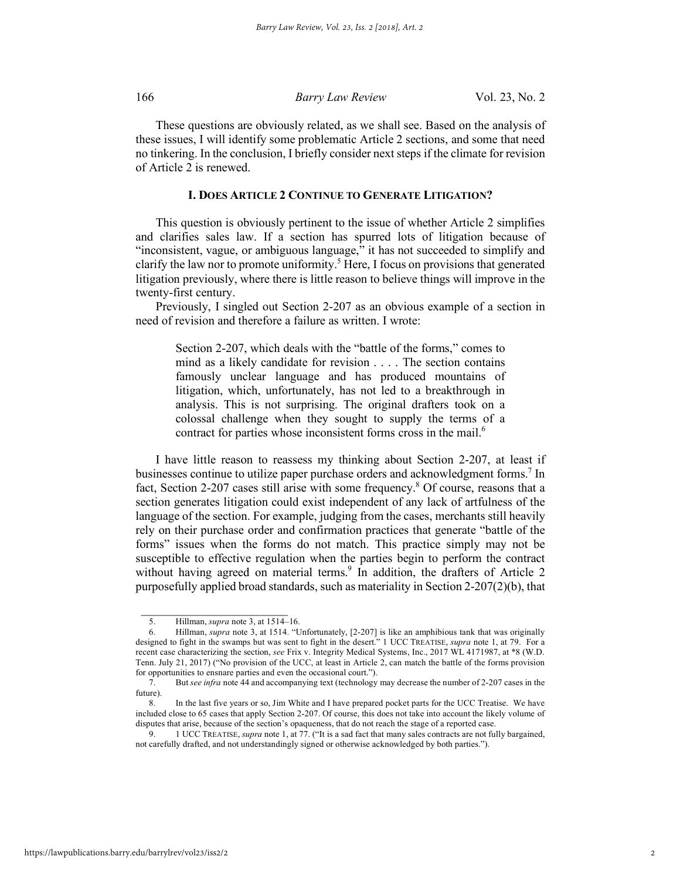These questions are obviously related, as we shall see. Based on the analysis of these issues, I will identify some problematic Article 2 sections, and some that need no tinkering. In the conclusion, I briefly consider next steps if the climate for revision of Article 2 is renewed.

## I. DOES ARTICLE 2 CONTINUE TO GENERATE LITIGATION?

This question is obviously pertinent to the issue of whether Article 2 simplifies and clarifies sales law. If a section has spurred lots of litigation because of "inconsistent, vague, or ambiguous language," it has not succeeded to simplify and clarify the law nor to promote uniformity.[5] Here, I focus on provisions that generated litigation previously, where there is little reason to believe things will improve in the twenty-first century.

Previously, I singled out Section 2-207 as an obvious example of a section in need of revision and therefore a failure as written. I wrote:

> Section 2-207, which deals with the "battle of the forms," comes to mind as a likely candidate for revision . . . . The section contains famously unclear language and has produced mountains of litigation, which, unfortunately, has not led to a breakthrough in analysis. This is not surprising. The original drafters took on a colossal challenge when they sought to supply the terms of a contract for parties whose inconsistent forms cross in the mail.[6]

I have little reason to reassess my thinking about Section 2-207, at least if businesses continue to utilize paper purchase orders and acknowledgment forms.[7] In fact, Section 2-207 cases still arise with some frequency.[8] Of course, reasons that a section generates litigation could exist independent of any lack of artfulness of the language of the section. For example, judging from the cases, merchants still heavily rely on their purchase order and confirmation practices that generate "battle of the forms" issues when the forms do not match. This practice simply may not be susceptible to effective regulation when the parties begin to perform the contract without having agreed on material terms.[9] In addition, the drafters of Article 2 purposefully applied broad standards, such as materiality in Section 2-207(2)(b), that

---

5. Hillman, *supra* note 3, at 1514–16.

6. Hillman, *supra* note 3, at 1514. "Unfortunately, [2-207] is like an amphibious tank that was originally designed to fight in the swamps but was sent to fight in the desert." 1 UCC TREATISE, *supra* note 1, at 79. For a recent case characterizing the section, *see* Frix v. Integrity Medical Systems, Inc., 2017 WL 4171987, at \*8 (W.D. Tenn. July 21, 2017) ("No provision of the UCC, at least in Article 2, can match the battle of the forms provision for opportunities to ensnare parties and even the occasional court.").

7. But *see infra* note 44 and accompanying text (technology may decrease the number of 2-207 cases in the future).

8. In the last five years or so, Jim White and I have prepared pocket parts for the UCC Treatise. We have included close to 65 cases that apply Section 2-207. Of course, this does not take into account the likely volume of disputes that arise, because of the section's opaqueness, that do not reach the stage of a reported case.

9. 1 UCC TREATISE, *supra* note 1, at 77. ("It is a sad fact that many sales contracts are not fully bargained, not carefully drafted, and not understandingly signed or otherwise acknowledged by both parties.").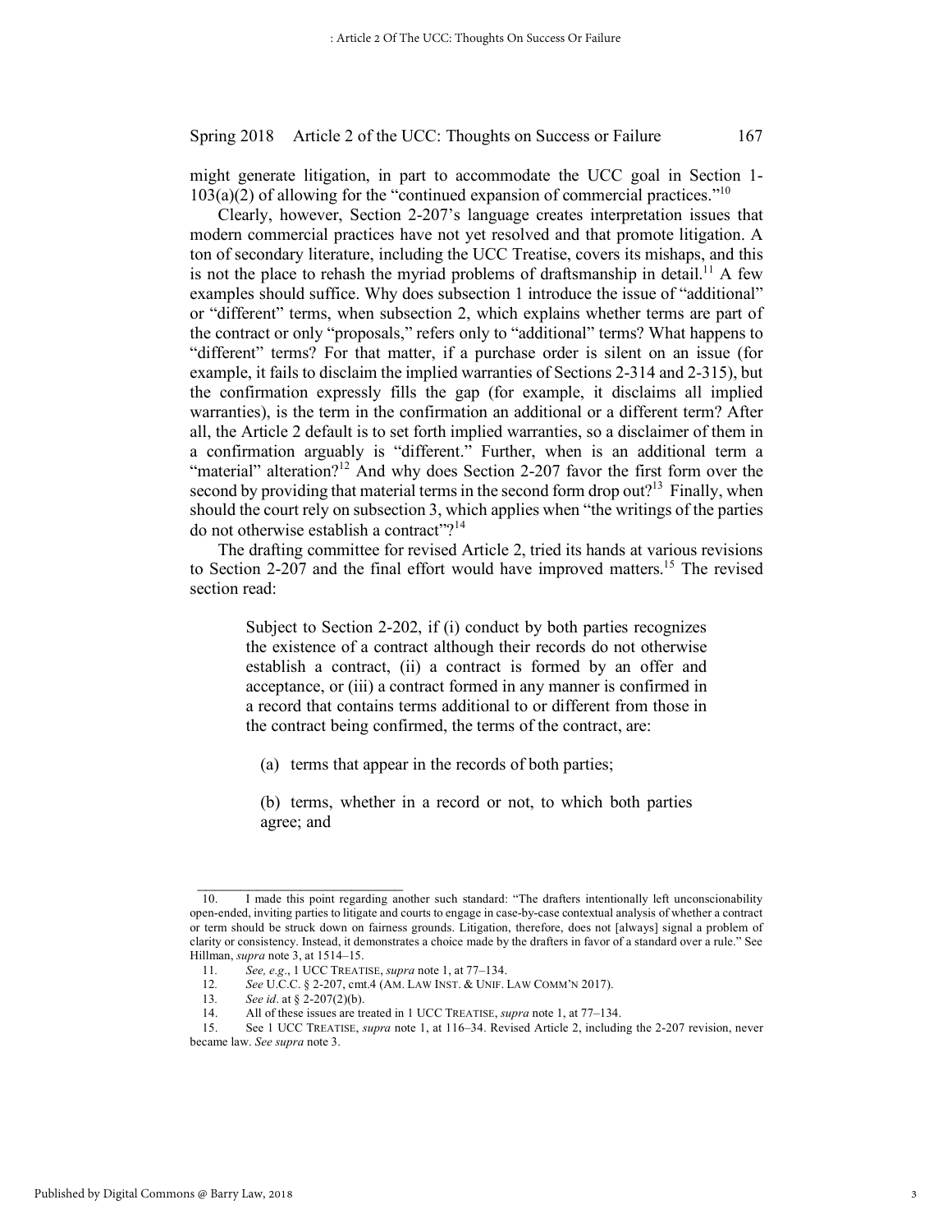might generate litigation, in part to accommodate the UCC goal in Section 1-103(a)(2) of allowing for the "continued expansion of commercial practices."[10]

Clearly, however, Section 2-207's language creates interpretation issues that modern commercial practices have not yet resolved and that promote litigation. A ton of secondary literature, including the UCC Treatise, covers its mishaps, and this is not the place to rehash the myriad problems of draftsmanship in detail.[11] A few examples should suffice. Why does subsection 1 introduce the issue of "additional" or "different" terms, when subsection 2, which explains whether terms are part of the contract or only "proposals," refers only to "additional" terms? What happens to "different" terms? For that matter, if a purchase order is silent on an issue (for example, it fails to disclaim the implied warranties of Sections 2-314 and 2-315), but the confirmation expressly fills the gap (for example, it disclaims all implied warranties), is the term in the confirmation an additional or a different term? After all, the Article 2 default is to set forth implied warranties, so a disclaimer of them in a confirmation arguably is "different." Further, when is an additional term a "material" alteration?[12] And why does Section 2-207 favor the first form over the second by providing that material terms in the second form drop out?[13] Finally, when should the court rely on subsection 3, which applies when "the writings of the parties do not otherwise establish a contract"?[14]

The drafting committee for revised Article 2, tried its hands at various revisions to Section 2-207 and the final effort would have improved matters.[15] The revised section read:

> Subject to Section 2-202, if (i) conduct by both parties recognizes the existence of a contract although their records do not otherwise establish a contract, (ii) a contract is formed by an offer and acceptance, or (iii) a contract formed in any manner is confirmed in a record that contains terms additional to or different from those in the contract being confirmed, the terms of the contract, are:
>
> (a) terms that appear in the records of both parties;
>
> (b) terms, whether in a record or not, to which both parties agree; and

---

10. I made this point regarding another such standard: "The drafters intentionally left unconscionability open-ended, inviting parties to litigate and courts to engage in case-by-case contextual analysis of whether a contract or term should be struck down on fairness grounds. Litigation, therefore, does not [always] signal a problem of clarity or consistency. Instead, it demonstrates a choice made by the drafters in favor of a standard over a rule." See Hillman, *supra* note 3, at 1514–15.

11. *See, e.g.*, 1 UCC TREATISE, *supra* note 1, at 77–134.

12. *See* U.C.C. § 2-207, cmt.4 (AM. LAW INST. & UNIF. LAW COMM'N 2017).

13. *See id*. at § 2-207(2)(b).

14. All of these issues are treated in 1 UCC TREATISE, *supra* note 1, at 77–134.

15. See 1 UCC TREATISE, *supra* note 1, at 116–34. Revised Article 2, including the 2-207 revision, never became law. *See supra* note 3.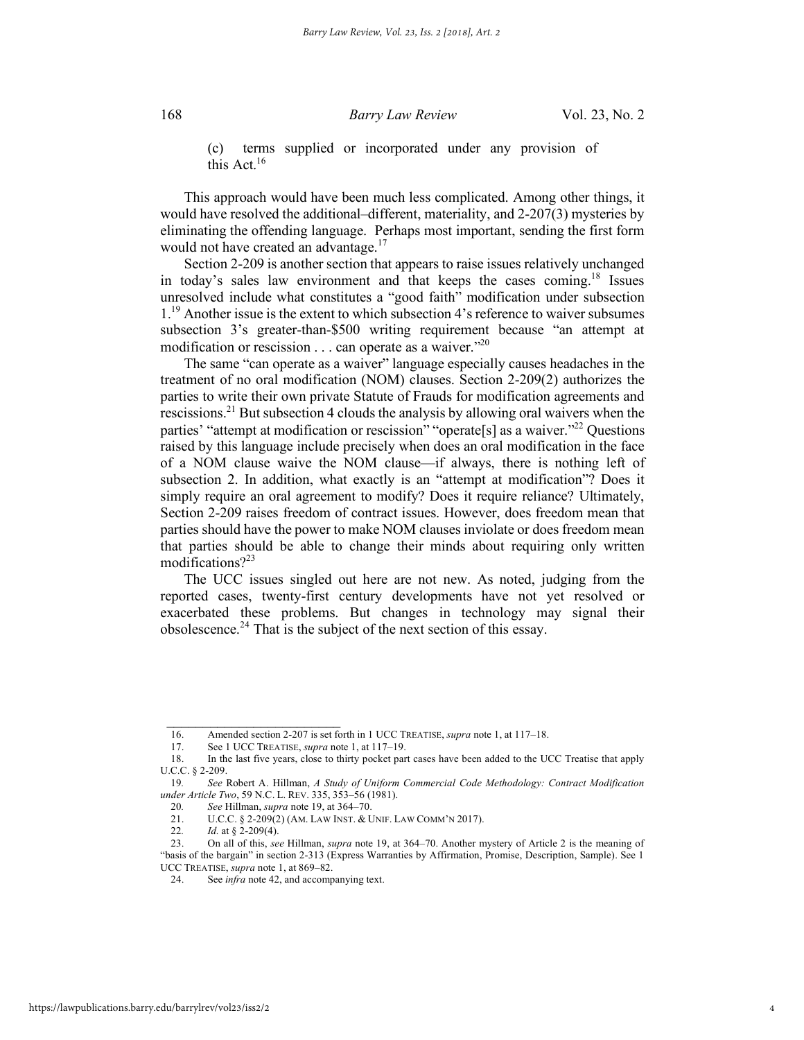(c) terms supplied or incorporated under any provision of this Act.[16]

This approach would have been much less complicated. Among other things, it would have resolved the additional–different, materiality, and 2-207(3) mysteries by eliminating the offending language. Perhaps most important, sending the first form would not have created an advantage.[17]

Section 2-209 is another section that appears to raise issues relatively unchanged in today's sales law environment and that keeps the cases coming.[18] Issues unresolved include what constitutes a "good faith" modification under subsection 1.[19] Another issue is the extent to which subsection 4's reference to waiver subsumes subsection 3's greater-than-$500 writing requirement because "an attempt at modification or rescission . . . can operate as a waiver."[20]

The same "can operate as a waiver" language especially causes headaches in the treatment of no oral modification (NOM) clauses. Section 2-209(2) authorizes the parties to write their own private Statute of Frauds for modification agreements and rescissions.[21] But subsection 4 clouds the analysis by allowing oral waivers when the parties' "attempt at modification or rescission" "operate[s] as a waiver."[22] Questions raised by this language include precisely when does an oral modification in the face of a NOM clause waive the NOM clause—if always, there is nothing left of subsection 2. In addition, what exactly is an "attempt at modification"? Does it simply require an oral agreement to modify? Does it require reliance? Ultimately, Section 2-209 raises freedom of contract issues. However, does freedom mean that parties should have the power to make NOM clauses inviolate or does freedom mean that parties should be able to change their minds about requiring only written modifications?[23]

The UCC issues singled out here are not new. As noted, judging from the reported cases, twenty-first century developments have not yet resolved or exacerbated these problems. But changes in technology may signal their obsolescence.[24] That is the subject of the next section of this essay.

---

16. Amended section 2-207 is set forth in 1 UCC TREATISE, *supra* note 1, at 117–18.
17. See 1 UCC TREATISE, *supra* note 1, at 117–19.
18. In the last five years, close to thirty pocket part cases have been added to the UCC Treatise that apply U.C.C. § 2-209.
19. *See* Robert A. Hillman, *A Study of Uniform Commercial Code Methodology: Contract Modification under Article Two*, 59 N.C. L. REV. 335, 353–56 (1981).
20. *See* Hillman, *supra* note 19, at 364–70.
21. U.C.C. § 2-209(2) (AM. LAW INST. & UNIF. LAW COMM'N 2017).
22. *Id.* at § 2-209(4).
23. On all of this, *see* Hillman, *supra* note 19, at 364–70. Another mystery of Article 2 is the meaning of "basis of the bargain" in section 2-313 (Express Warranties by Affirmation, Promise, Description, Sample). See 1 UCC TREATISE, *supra* note 1, at 869–82.
24. See *infra* note 42, and accompanying text.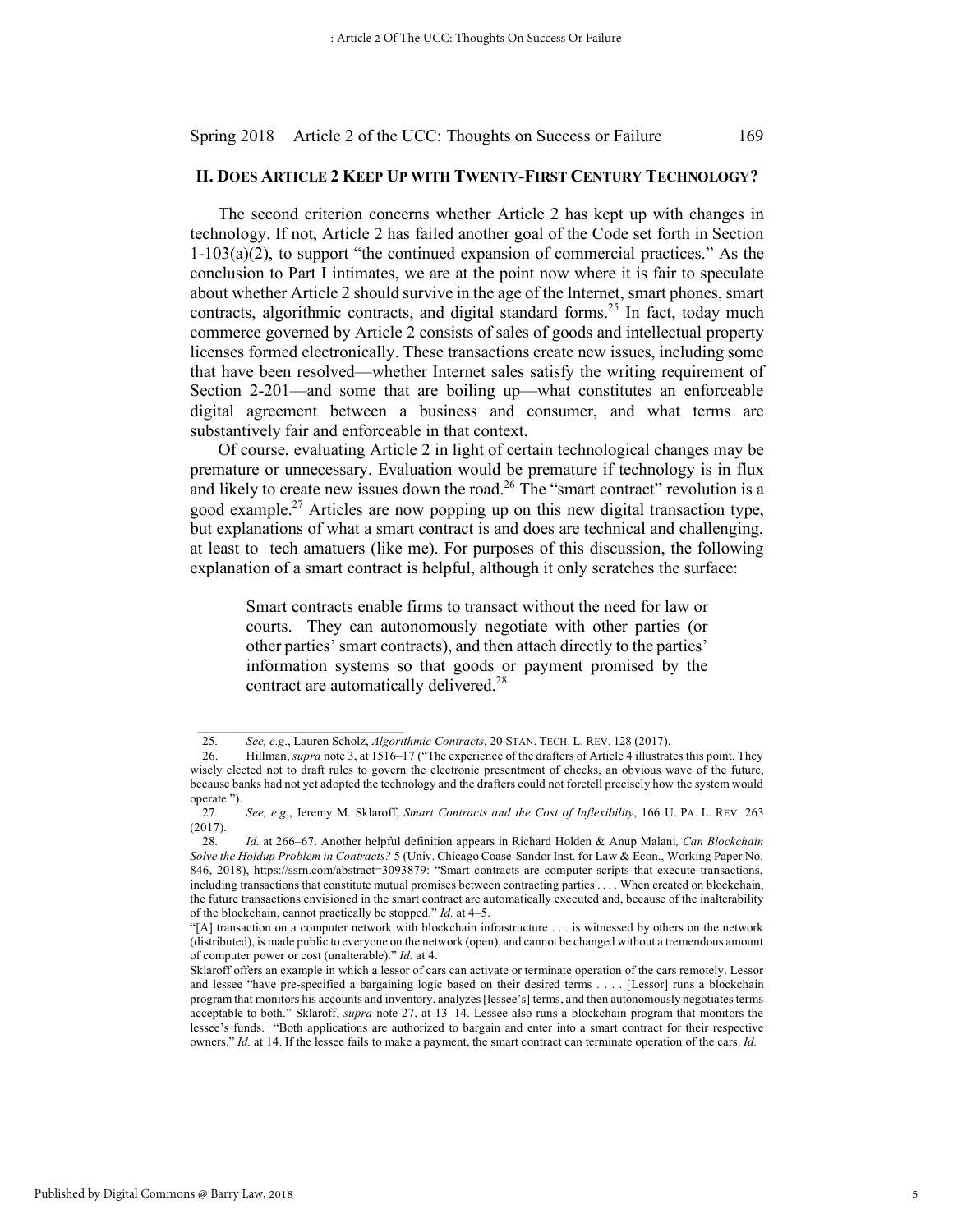## II. DOES ARTICLE 2 KEEP UP WITH TWENTY-FIRST CENTURY TECHNOLOGY?

The second criterion concerns whether Article 2 has kept up with changes in technology. If not, Article 2 has failed another goal of the Code set forth in Section 1-103(a)(2), to support "the continued expansion of commercial practices." As the conclusion to Part I intimates, we are at the point now where it is fair to speculate about whether Article 2 should survive in the age of the Internet, smart phones, smart contracts, algorithmic contracts, and digital standard forms.[25] In fact, today much commerce governed by Article 2 consists of sales of goods and intellectual property licenses formed electronically. These transactions create new issues, including some that have been resolved—whether Internet sales satisfy the writing requirement of Section 2-201—and some that are boiling up—what constitutes an enforceable digital agreement between a business and consumer, and what terms are substantively fair and enforceable in that context.

Of course, evaluating Article 2 in light of certain technological changes may be premature or unnecessary. Evaluation would be premature if technology is in flux and likely to create new issues down the road.[26] The "smart contract" revolution is a good example.[27] Articles are now popping up on this new digital transaction type, but explanations of what a smart contract is and does are technical and challenging, at least to tech amatuers (like me). For purposes of this discussion, the following explanation of a smart contract is helpful, although it only scratches the surface:

> Smart contracts enable firms to transact without the need for law or courts. They can autonomously negotiate with other parties (or other parties' smart contracts), and then attach directly to the parties' information systems so that goods or payment promised by the contract are automatically delivered.[28]

---

25. *See, e.g.*, Lauren Scholz, *Algorithmic Contracts*, 20 STAN. TECH. L. REV. 128 (2017).

26. Hillman, *supra* note 3, at 1516–17 ("The experience of the drafters of Article 4 illustrates this point. They wisely elected not to draft rules to govern the electronic presentment of checks, an obvious wave of the future, because banks had not yet adopted the technology and the drafters could not foretell precisely how the system would operate.").

27. *See, e.g.*, Jeremy M. Sklaroff, *Smart Contracts and the Cost of Inflexibility*, 166 U. PA. L. REV. 263 (2017).

28. *Id.* at 266–67. Another helpful definition appears in Richard Holden & Anup Malani, *Can Blockchain Solve the Holdup Problem in Contracts?* 5 (Univ. Chicago Coase-Sandor Inst. for Law & Econ., Working Paper No. 846, 2018), https://ssrn.com/abstract=3093879: "Smart contracts are computer scripts that execute transactions, including transactions that constitute mutual promises between contracting parties . . . . When created on blockchain, the future transactions envisioned in the smart contract are automatically executed and, because of the inalterability of the blockchain, cannot practically be stopped." *Id.* at 4–5.

"[A] transaction on a computer network with blockchain infrastructure . . . is witnessed by others on the network (distributed), is made public to everyone on the network (open), and cannot be changed without a tremendous amount of computer power or cost (unalterable)." *Id.* at 4.

Sklaroff offers an example in which a lessor of cars can activate or terminate operation of the cars remotely. Lessor and lessee "have pre-specified a bargaining logic based on their desired terms . . . . [Lessor] runs a blockchain program that monitors his accounts and inventory, analyzes [lessee's] terms, and then autonomously negotiates terms acceptable to both." Sklaroff, *supra* note 27, at 13–14. Lessee also runs a blockchain program that monitors the lessee's funds. "Both applications are authorized to bargain and enter into a smart contract for their respective owners." *Id.* at 14. If the lessee fails to make a payment, the smart contract can terminate operation of the cars. *Id.*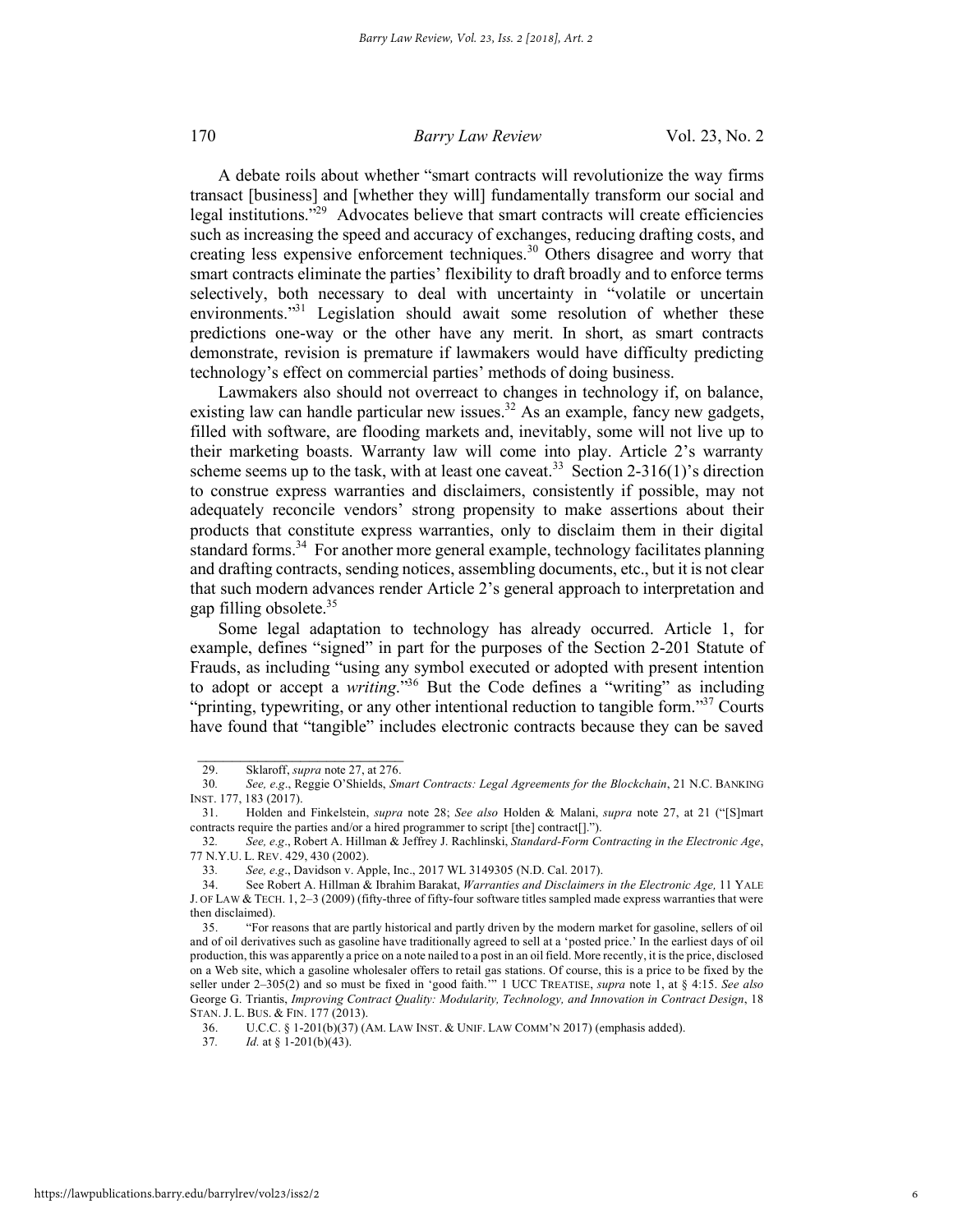A debate roils about whether "smart contracts will revolutionize the way firms transact [business] and [whether they will] fundamentally transform our social and legal institutions."[29] Advocates believe that smart contracts will create efficiencies such as increasing the speed and accuracy of exchanges, reducing drafting costs, and creating less expensive enforcement techniques.[30] Others disagree and worry that smart contracts eliminate the parties' flexibility to draft broadly and to enforce terms selectively, both necessary to deal with uncertainty in "volatile or uncertain environments."[31] Legislation should await some resolution of whether these predictions one-way or the other have any merit. In short, as smart contracts demonstrate, revision is premature if lawmakers would have difficulty predicting technology's effect on commercial parties' methods of doing business.

Lawmakers also should not overreact to changes in technology if, on balance, existing law can handle particular new issues.[32] As an example, fancy new gadgets, filled with software, are flooding markets and, inevitably, some will not live up to their marketing boasts. Warranty law will come into play. Article 2's warranty scheme seems up to the task, with at least one caveat.[33] Section 2-316(1)'s direction to construe express warranties and disclaimers, consistently if possible, may not adequately reconcile vendors' strong propensity to make assertions about their products that constitute express warranties, only to disclaim them in their digital standard forms.[34] For another more general example, technology facilitates planning and drafting contracts, sending notices, assembling documents, etc., but it is not clear that such modern advances render Article 2's general approach to interpretation and gap filling obsolete.[35]

Some legal adaptation to technology has already occurred. Article 1, for example, defines "signed" in part for the purposes of the Section 2-201 Statute of Frauds, as including "using any symbol executed or adopted with present intention to adopt or accept a *writing*."[36] But the Code defines a "writing" as including "printing, typewriting, or any other intentional reduction to tangible form."[37] Courts have found that "tangible" includes electronic contracts because they can be saved

---

29. Sklaroff, *supra* note 27, at 276.

30. *See, e.g.*, Reggie O'Shields, *Smart Contracts: Legal Agreements for the Blockchain*, 21 N.C. BANKING INST. 177, 183 (2017).

31. Holden and Finkelstein, *supra* note 28; *See also* Holden & Malani, *supra* note 27, at 21 ("[S]mart contracts require the parties and/or a hired programmer to script [the] contract[].").

32. *See, e.g.*, Robert A. Hillman & Jeffrey J. Rachlinski, *Standard-Form Contracting in the Electronic Age*, 77 N.Y.U. L. REV. 429, 430 (2002).

33. *See, e.g.*, Davidson v. Apple, Inc., 2017 WL 3149305 (N.D. Cal. 2017).

34. See Robert A. Hillman & Ibrahim Barakat, *Warranties and Disclaimers in the Electronic Age,* 11 YALE J. OF LAW & TECH. 1, 2–3 (2009) (fifty-three of fifty-four software titles sampled made express warranties that were then disclaimed).

35. "For reasons that are partly historical and partly driven by the modern market for gasoline, sellers of oil and of oil derivatives such as gasoline have traditionally agreed to sell at a 'posted price.' In the earliest days of oil production, this was apparently a price on a note nailed to a post in an oil field. More recently, it is the price, disclosed on a Web site, which a gasoline wholesaler offers to retail gas stations. Of course, this is a price to be fixed by the seller under 2–305(2) and so must be fixed in 'good faith.'" 1 UCC TREATISE, *supra* note 1, at § 4:15. *See also* George G. Triantis, *Improving Contract Quality: Modularity, Technology, and Innovation in Contract Design*, 18 STAN. J. L. BUS. & FIN. 177 (2013).

36. U.C.C. § 1-201(b)(37) (AM. LAW INST. & UNIF. LAW COMM'N 2017) (emphasis added).

37. *Id.* at § 1-201(b)(43).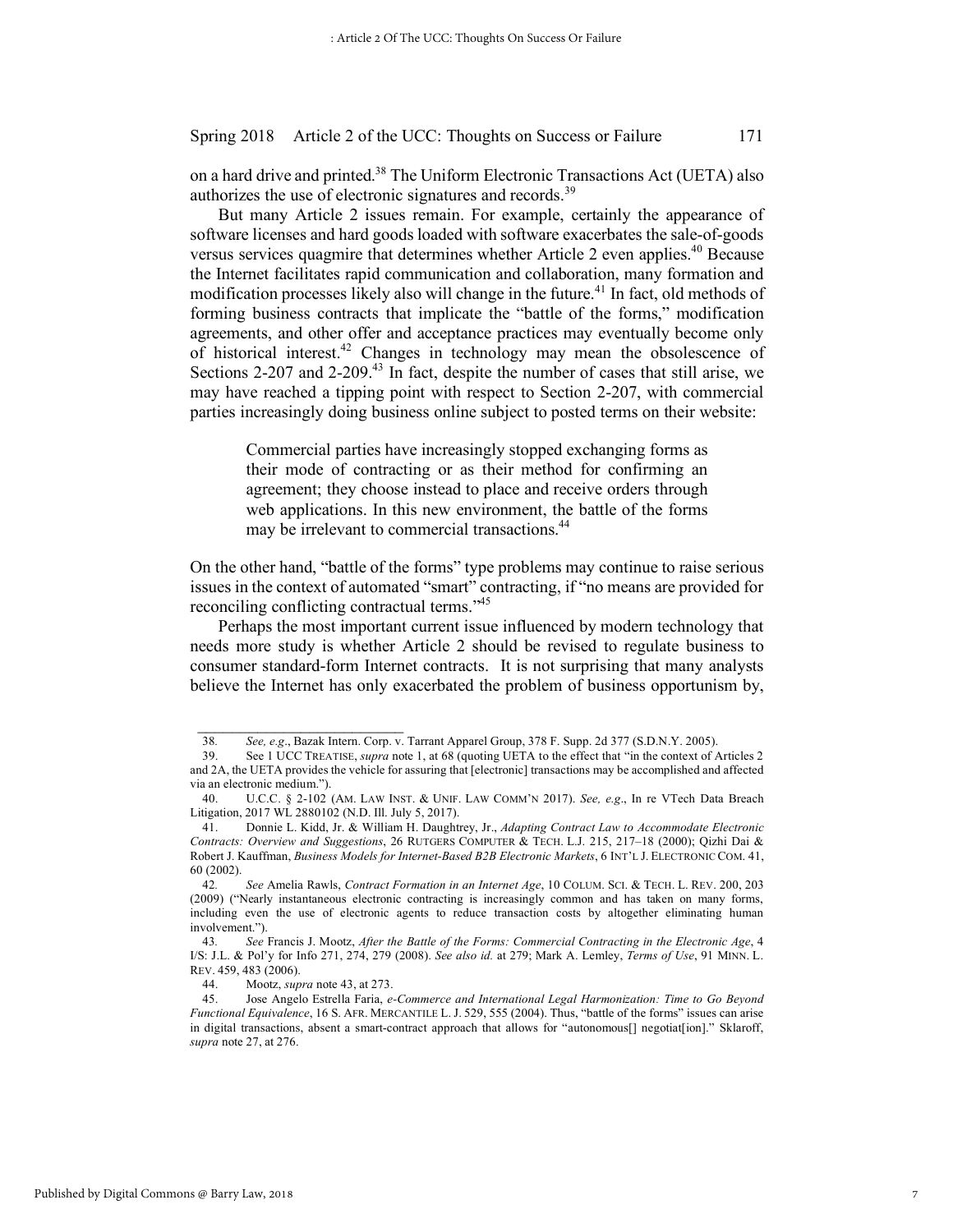on a hard drive and printed.[38] The Uniform Electronic Transactions Act (UETA) also authorizes the use of electronic signatures and records.[39]

But many Article 2 issues remain. For example, certainly the appearance of software licenses and hard goods loaded with software exacerbates the sale-of-goods versus services quagmire that determines whether Article 2 even applies.[40] Because the Internet facilitates rapid communication and collaboration, many formation and modification processes likely also will change in the future.[41] In fact, old methods of forming business contracts that implicate the "battle of the forms," modification agreements, and other offer and acceptance practices may eventually become only of historical interest.[42] Changes in technology may mean the obsolescence of Sections 2-207 and 2-209.[43] In fact, despite the number of cases that still arise, we may have reached a tipping point with respect to Section 2-207, with commercial parties increasingly doing business online subject to posted terms on their website:

> Commercial parties have increasingly stopped exchanging forms as their mode of contracting or as their method for confirming an agreement; they choose instead to place and receive orders through web applications. In this new environment, the battle of the forms may be irrelevant to commercial transactions.[44]

On the other hand, "battle of the forms" type problems may continue to raise serious issues in the context of automated "smart" contracting, if "no means are provided for reconciling conflicting contractual terms."[45]

Perhaps the most important current issue influenced by modern technology that needs more study is whether Article 2 should be revised to regulate business to consumer standard-form Internet contracts. It is not surprising that many analysts believe the Internet has only exacerbated the problem of business opportunism by,

---

38. *See, e.g.*, Bazak Intern. Corp. v. Tarrant Apparel Group, 378 F. Supp. 2d 377 (S.D.N.Y. 2005).

39. See 1 UCC TREATISE, *supra* note 1, at 68 (quoting UETA to the effect that "in the context of Articles 2 and 2A, the UETA provides the vehicle for assuring that [electronic] transactions may be accomplished and affected via an electronic medium.").

40. U.C.C. § 2-102 (AM. LAW INST. & UNIF. LAW COMM'N 2017). *See, e.g.*, In re VTech Data Breach Litigation, 2017 WL 2880102 (N.D. Ill. July 5, 2017).

41. Donnie L. Kidd, Jr. & William H. Daughtrey, Jr., *Adapting Contract Law to Accommodate Electronic Contracts: Overview and Suggestions*, 26 RUTGERS COMPUTER & TECH. L.J. 215, 217–18 (2000); Qizhi Dai & Robert J. Kauffman, *Business Models for Internet-Based B2B Electronic Markets*, 6 INT'L J. ELECTRONIC COM. 41, 60 (2002).

42. *See* Amelia Rawls, *Contract Formation in an Internet Age*, 10 COLUM. SCI. & TECH. L. REV. 200, 203 (2009) ("Nearly instantaneous electronic contracting is increasingly common and has taken on many forms, including even the use of electronic agents to reduce transaction costs by altogether eliminating human involvement.").

43. *See* Francis J. Mootz, *After the Battle of the Forms: Commercial Contracting in the Electronic Age*, 4 I/S: J.L. & Pol'y for Info 271, 274, 279 (2008). *See also id.* at 279; Mark A. Lemley, *Terms of Use*, 91 MINN. L. REV. 459, 483 (2006).

44. Mootz, *supra* note 43, at 273.

45. Jose Angelo Estrella Faria, *e-Commerce and International Legal Harmonization: Time to Go Beyond Functional Equivalence*, 16 S. AFR. MERCANTILE L. J. 529, 555 (2004). Thus, "battle of the forms" issues can arise in digital transactions, absent a smart-contract approach that allows for "autonomous[] negotiat[ion]." Sklaroff, *supra* note 27, at 276.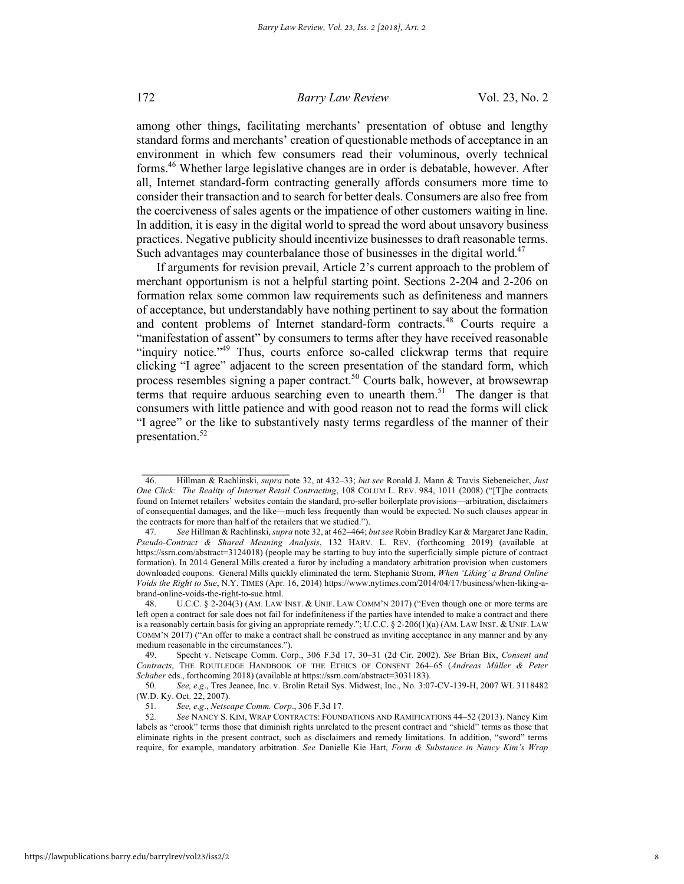among other things, facilitating merchants' presentation of obtuse and lengthy standard forms and merchants' creation of questionable methods of acceptance in an environment in which few consumers read their voluminous, overly technical forms.[46] Whether large legislative changes are in order is debatable, however. After all, Internet standard-form contracting generally affords consumers more time to consider their transaction and to search for better deals. Consumers are also free from the coerciveness of sales agents or the impatience of other customers waiting in line. In addition, it is easy in the digital world to spread the word about unsavory business practices. Negative publicity should incentivize businesses to draft reasonable terms. Such advantages may counterbalance those of businesses in the digital world.[47]

If arguments for revision prevail, Article 2's current approach to the problem of merchant opportunism is not a helpful starting point. Sections 2-204 and 2-206 on formation relax some common law requirements such as definiteness and manners of acceptance, but understandably have nothing pertinent to say about the formation and content problems of Internet standard-form contracts.[48] Courts require a "manifestation of assent" by consumers to terms after they have received reasonable "inquiry notice."[49] Thus, courts enforce so-called clickwrap terms that require clicking "I agree" adjacent to the screen presentation of the standard form, which process resembles signing a paper contract.[50] Courts balk, however, at browsewrap terms that require arduous searching even to unearth them.[51] The danger is that consumers with little patience and with good reason not to read the forms will click "I agree" or the like to substantively nasty terms regardless of the manner of their presentation.[52]

---

46. Hillman & Rachlinski, *supra* note 32, at 432–33; *but see* Ronald J. Mann & Travis Siebeneicher, *Just One Click: The Reality of Internet Retail Contracting*, 108 COLUM L. REV. 984, 1011 (2008) ("[T]he contracts found on Internet retailers' websites contain the standard, pro-seller boilerplate provisions—arbitration, disclaimers of consequential damages, and the like—much less frequently than would be expected. No such clauses appear in the contracts for more than half of the retailers that we studied.").

47. *See* Hillman & Rachlinski, *supra* note 32, at 462–464; *but see* Robin Bradley Kar & Margaret Jane Radin, *Pseudo-Contract & Shared Meaning Analysis*, 132 HARV. L. REV. (forthcoming 2019) (available at https://ssrn.com/abstract=3124018) (people may be starting to buy into the superficially simple picture of contract formation). In 2014 General Mills created a furor by including a mandatory arbitration provision when customers downloaded coupons. General Mills quickly eliminated the term. Stephanie Strom, *When 'Liking' a Brand Online Voids the Right to Sue*, N.Y. TIMES (Apr. 16, 2014) https://www.nytimes.com/2014/04/17/business/when-liking-a-brand-online-voids-the-right-to-sue.html.

48. U.C.C. § 2-204(3) (AM. LAW INST. & UNIF. LAW COMM'N 2017) ("Even though one or more terms are left open a contract for sale does not fail for indefiniteness if the parties have intended to make a contract and there is a reasonably certain basis for giving an appropriate remedy."; U.C.C. § 2-206(1)(a) (AM. LAW INST. & UNIF. LAW COMM'N 2017) ("An offer to make a contract shall be construed as inviting acceptance in any manner and by any medium reasonable in the circumstances.").

49. Specht v. Netscape Comm. Corp., 306 F.3d 17, 30–31 (2d Cir. 2002). *See* Brian Bix, *Consent and Contracts*, THE ROUTLEDGE HANDBOOK OF THE ETHICS OF CONSENT 264–65 (*Andreas Müller & Peter Schaber* eds., forthcoming 2018) (available at https://ssrn.com/abstract=3031183).

50. *See, e.g*., Tres Jeanee, Inc. v. Brolin Retail Sys. Midwest, Inc., No. 3:07-CV-139-H, 2007 WL 3118482 (W.D. Ky. Oct. 22, 2007).

51. *See, e.g*., *Netscape Comm. Corp*., 306 F.3d 17.

52. *See* NANCY S. KIM, WRAP CONTRACTS: FOUNDATIONS AND RAMIFICATIONS 44–52 (2013). Nancy Kim labels as "crook" terms those that diminish rights unrelated to the present contract and "shield" terms as those that eliminate rights in the present contract, such as disclaimers and remedy limitations. In addition, "sword" terms require, for example, mandatory arbitration. *See* Danielle Kie Hart, *Form & Substance in Nancy Kim's Wrap*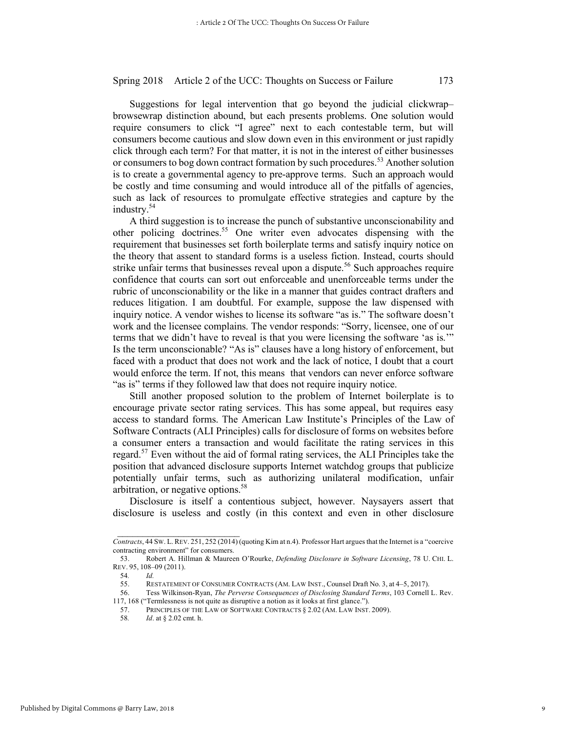Suggestions for legal intervention that go beyond the judicial clickwrap–browsewrap distinction abound, but each presents problems. One solution would require consumers to click "I agree" next to each contestable term, but will consumers become cautious and slow down even in this environment or just rapidly click through each term? For that matter, it is not in the interest of either businesses or consumers to bog down contract formation by such procedures.[53] Another solution is to create a governmental agency to pre-approve terms. Such an approach would be costly and time consuming and would introduce all of the pitfalls of agencies, such as lack of resources to promulgate effective strategies and capture by the industry.[54]

A third suggestion is to increase the punch of substantive unconscionability and other policing doctrines.[55] One writer even advocates dispensing with the requirement that businesses set forth boilerplate terms and satisfy inquiry notice on the theory that assent to standard forms is a useless fiction. Instead, courts should strike unfair terms that businesses reveal upon a dispute.[56] Such approaches require confidence that courts can sort out enforceable and unenforceable terms under the rubric of unconscionability or the like in a manner that guides contract drafters and reduces litigation. I am doubtful. For example, suppose the law dispensed with inquiry notice. A vendor wishes to license its software "as is." The software doesn't work and the licensee complains. The vendor responds: "Sorry, licensee, one of our terms that we didn't have to reveal is that you were licensing the software 'as is.'" Is the term unconscionable? "As is" clauses have a long history of enforcement, but faced with a product that does not work and the lack of notice, I doubt that a court would enforce the term. If not, this means that vendors can never enforce software "as is" terms if they followed law that does not require inquiry notice.

Still another proposed solution to the problem of Internet boilerplate is to encourage private sector rating services. This has some appeal, but requires easy access to standard forms. The American Law Institute's Principles of the Law of Software Contracts (ALI Principles) calls for disclosure of forms on websites before a consumer enters a transaction and would facilitate the rating services in this regard.[57] Even without the aid of formal rating services, the ALI Principles take the position that advanced disclosure supports Internet watchdog groups that publicize potentially unfair terms, such as authorizing unilateral modification, unfair arbitration, or negative options.[58]

Disclosure is itself a contentious subject, however. Naysayers assert that disclosure is useless and costly (in this context and even in other disclosure

---

*Contracts*, 44 SW. L. REV. 251, 252 (2014) (quoting Kim at n.4). Professor Hart argues that the Internet is a "coercive contracting environment" for consumers.

53. Robert A. Hillman & Maureen O'Rourke, *Defending Disclosure in Software Licensing*, 78 U. CHI. L. REV. 95, 108–09 (2011).

54. *Id.*

55. RESTATEMENT OF CONSUMER CONTRACTS (AM. LAW INST., Counsel Draft No. 3, at 4–5, 2017).

56. Tess Wilkinson-Ryan, *The Perverse Consequences of Disclosing Standard Terms*, 103 Cornell L. Rev. 117, 168 ("Termlessness is not quite as disruptive a notion as it looks at first glance.").

57. PRINCIPLES OF THE LAW OF SOFTWARE CONTRACTS § 2.02 (AM. LAW INST. 2009).

58. *Id*. at § 2.02 cmt. h.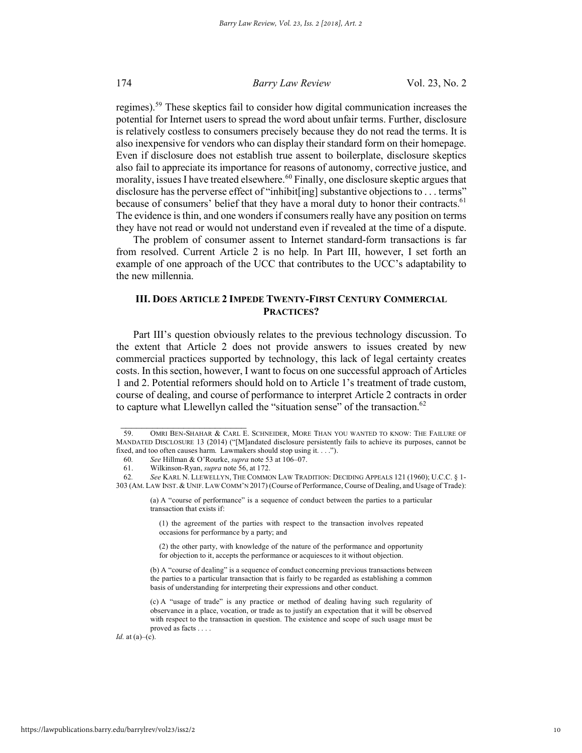regimes).[59] These skeptics fail to consider how digital communication increases the potential for Internet users to spread the word about unfair terms. Further, disclosure is relatively costless to consumers precisely because they do not read the terms. It is also inexpensive for vendors who can display their standard form on their homepage. Even if disclosure does not establish true assent to boilerplate, disclosure skeptics also fail to appreciate its importance for reasons of autonomy, corrective justice, and morality, issues I have treated elsewhere.[60] Finally, one disclosure skeptic argues that disclosure has the perverse effect of "inhibit[ing] substantive objections to . . . terms" because of consumers' belief that they have a moral duty to honor their contracts.[61] The evidence is thin, and one wonders if consumers really have any position on terms they have not read or would not understand even if revealed at the time of a dispute.

The problem of consumer assent to Internet standard-form transactions is far from resolved. Current Article 2 is no help. In Part III, however, I set forth an example of one approach of the UCC that contributes to the UCC's adaptability to the new millennia.

## III. DOES ARTICLE 2 IMPEDE TWENTY-FIRST CENTURY COMMERCIAL PRACTICES?

Part III's question obviously relates to the previous technology discussion. To the extent that Article 2 does not provide answers to issues created by new commercial practices supported by technology, this lack of legal certainty creates costs. In this section, however, I want to focus on one successful approach of Articles 1 and 2. Potential reformers should hold on to Article 1's treatment of trade custom, course of dealing, and course of performance to interpret Article 2 contracts in order to capture what Llewellyn called the "situation sense" of the transaction.[62]

---

59. OMRI BEN-SHAHAR & CARL E. SCHNEIDER, MORE THAN YOU WANTED TO KNOW: THE FAILURE OF MANDATED DISCLOSURE 13 (2014) ("[M]andated disclosure persistently fails to achieve its purposes, cannot be fixed, and too often causes harm. Lawmakers should stop using it. . . .").

60. *See* Hillman & O'Rourke, *supra* note 53 at 106–07.

61. Wilkinson-Ryan, *supra* note 56, at 172.

62. *See* KARL N. LLEWELLYN, THE COMMON LAW TRADITION: DECIDING APPEALS 121 (1960); U.C.C. § 1-303 (AM. LAW INST. & UNIF. LAW COMM'N 2017) (Course of Performance, Course of Dealing, and Usage of Trade):

> (a) A "course of performance" is a sequence of conduct between the parties to a particular transaction that exists if:
>
> (1) the agreement of the parties with respect to the transaction involves repeated occasions for performance by a party; and
>
> (2) the other party, with knowledge of the nature of the performance and opportunity for objection to it, accepts the performance or acquiesces to it without objection.
>
> (b) A "course of dealing" is a sequence of conduct concerning previous transactions between the parties to a particular transaction that is fairly to be regarded as establishing a common basis of understanding for interpreting their expressions and other conduct.
>
> (c) A "usage of trade" is any practice or method of dealing having such regularity of observance in a place, vocation, or trade as to justify an expectation that it will be observed with respect to the transaction in question. The existence and scope of such usage must be proved as facts . . . .

*Id.* at (a)–(c).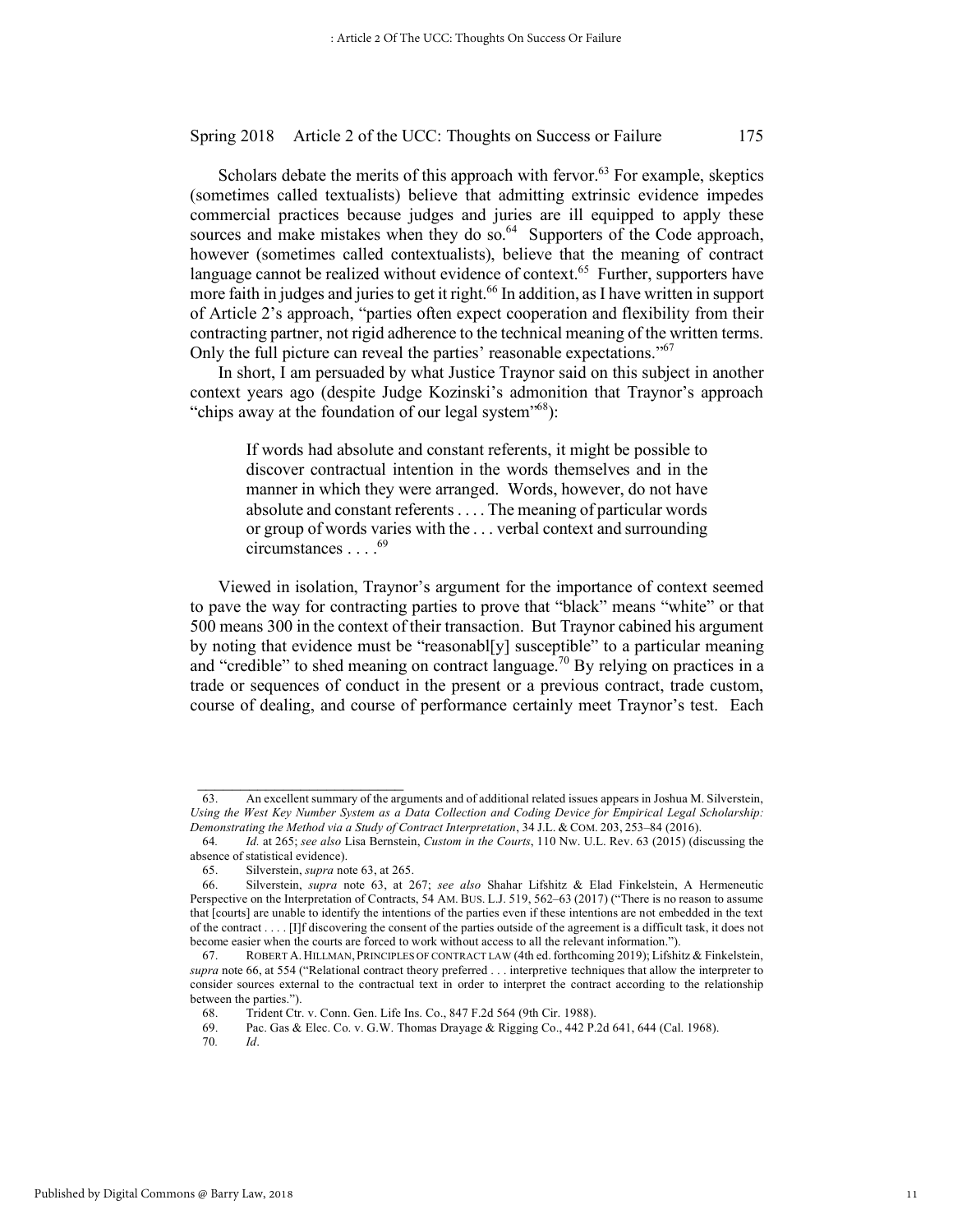Scholars debate the merits of this approach with fervor.[63] For example, skeptics (sometimes called textualists) believe that admitting extrinsic evidence impedes commercial practices because judges and juries are ill equipped to apply these sources and make mistakes when they do so.[64] Supporters of the Code approach, however (sometimes called contextualists), believe that the meaning of contract language cannot be realized without evidence of context.[65] Further, supporters have more faith in judges and juries to get it right.[66] In addition, as I have written in support of Article 2's approach, "parties often expect cooperation and flexibility from their contracting partner, not rigid adherence to the technical meaning of the written terms. Only the full picture can reveal the parties' reasonable expectations."[67]

In short, I am persuaded by what Justice Traynor said on this subject in another context years ago (despite Judge Kozinski's admonition that Traynor's approach "chips away at the foundation of our legal system"[68]):

> If words had absolute and constant referents, it might be possible to discover contractual intention in the words themselves and in the manner in which they were arranged. Words, however, do not have absolute and constant referents . . . . The meaning of particular words or group of words varies with the . . . verbal context and surrounding circumstances . . . .[69]

Viewed in isolation, Traynor's argument for the importance of context seemed to pave the way for contracting parties to prove that "black" means "white" or that 500 means 300 in the context of their transaction. But Traynor cabined his argument by noting that evidence must be "reasonabl[y] susceptible" to a particular meaning and "credible" to shed meaning on contract language.[70] By relying on practices in a trade or sequences of conduct in the present or a previous contract, trade custom, course of dealing, and course of performance certainly meet Traynor's test. Each

---

63. An excellent summary of the arguments and of additional related issues appears in Joshua M. Silverstein, *Using the West Key Number System as a Data Collection and Coding Device for Empirical Legal Scholarship: Demonstrating the Method via a Study of Contract Interpretation*, 34 J.L. & COM. 203, 253–84 (2016).

64. *Id.* at 265; *see also* Lisa Bernstein, *Custom in the Courts*, 110 NW. U.L. REV. 63 (2015) (discussing the absence of statistical evidence).

65. Silverstein, *supra* note 63, at 265.

66. Silverstein, *supra* note 63, at 267; *see also* Shahar Lifshitz & Elad Finkelstein, A Hermeneutic Perspective on the Interpretation of Contracts, 54 AM. BUS. L.J. 519, 562–63 (2017) ("There is no reason to assume that [courts] are unable to identify the intentions of the parties even if these intentions are not embedded in the text of the contract . . . . [I]f discovering the consent of the parties outside of the agreement is a difficult task, it does not become easier when the courts are forced to work without access to all the relevant information.").

67. ROBERT A. HILLMAN, PRINCIPLES OF CONTRACT LAW (4th ed. forthcoming 2019); Lifshitz & Finkelstein, *supra* note 66, at 554 ("Relational contract theory preferred . . . interpretive techniques that allow the interpreter to consider sources external to the contractual text in order to interpret the contract according to the relationship between the parties.").

68. Trident Ctr. v. Conn. Gen. Life Ins. Co., 847 F.2d 564 (9th Cir. 1988).

69. Pac. Gas & Elec. Co. v. G.W. Thomas Drayage & Rigging Co., 442 P.2d 641, 644 (Cal. 1968).

70. *Id*.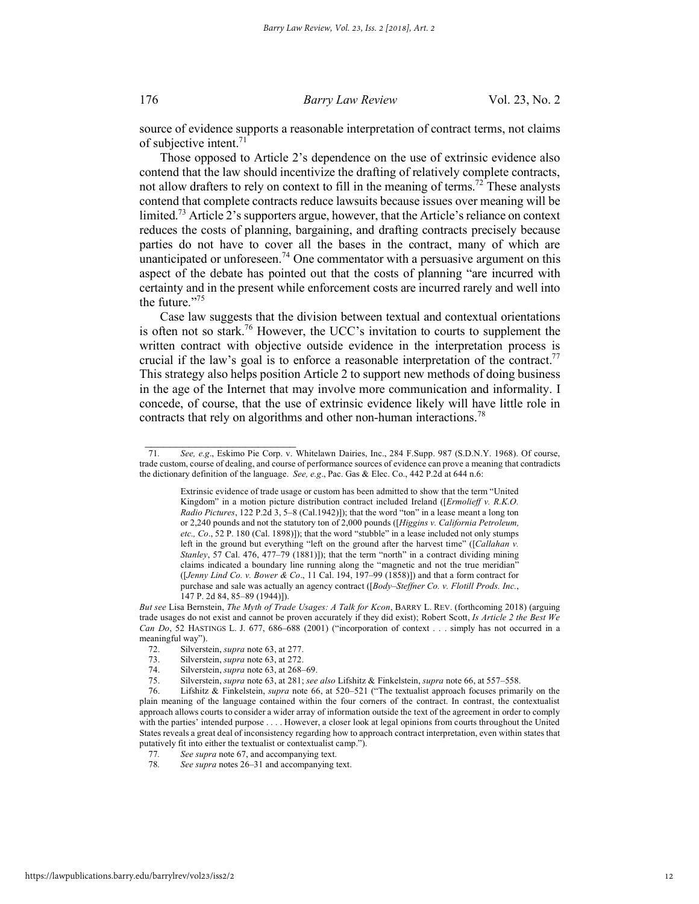source of evidence supports a reasonable interpretation of contract terms, not claims of subjective intent.[71]

Those opposed to Article 2's dependence on the use of extrinsic evidence also contend that the law should incentivize the drafting of relatively complete contracts, not allow drafters to rely on context to fill in the meaning of terms.[72] These analysts contend that complete contracts reduce lawsuits because issues over meaning will be limited.[73] Article 2's supporters argue, however, that the Article's reliance on context reduces the costs of planning, bargaining, and drafting contracts precisely because parties do not have to cover all the bases in the contract, many of which are unanticipated or unforeseen.[74] One commentator with a persuasive argument on this aspect of the debate has pointed out that the costs of planning "are incurred with certainty and in the present while enforcement costs are incurred rarely and well into the future."[75]

Case law suggests that the division between textual and contextual orientations is often not so stark.[76] However, the UCC's invitation to courts to supplement the written contract with objective outside evidence in the interpretation process is crucial if the law's goal is to enforce a reasonable interpretation of the contract.[77] This strategy also helps position Article 2 to support new methods of doing business in the age of the Internet that may involve more communication and informality. I concede, of course, that the use of extrinsic evidence likely will have little role in contracts that rely on algorithms and other non-human interactions.[78]

---

71. *See, e.g.*, Eskimo Pie Corp. v. Whitelawn Dairies, Inc., 284 F.Supp. 987 (S.D.N.Y. 1968). Of course, trade custom, course of dealing, and course of performance sources of evidence can prove a meaning that contradicts the dictionary definition of the language. *See, e.g.*, Pac. Gas & Elec. Co., 442 P.2d at 644 n.6:

> Extrinsic evidence of trade usage or custom has been admitted to show that the term "United Kingdom" in a motion picture distribution contract included Ireland ([*Ermolieff v. R.K.O. Radio Pictures*, 122 P.2d 3, 5–8 (Cal.1942)]); that the word "ton" in a lease meant a long ton or 2,240 pounds and not the statutory ton of 2,000 pounds ([*Higgins v. California Petroleum, etc., Co*., 52 P. 180 (Cal. 1898)]); that the word "stubble" in a lease included not only stumps left in the ground but everything "left on the ground after the harvest time" ([*Callahan v. Stanley*, 57 Cal. 476, 477–79 (1881)]); that the term "north" in a contract dividing mining claims indicated a boundary line running along the "magnetic and not the true meridian" ([*Jenny Lind Co. v. Bower & Co*., 11 Cal. 194, 197–99 (1858)]) and that a form contract for purchase and sale was actually an agency contract ([*Body–Steffner Co. v. Flotill Prods. Inc.*, 147 P. 2d 84, 85–89 (1944)]).

*But see* Lisa Bernstein, *The Myth of Trade Usages: A Talk for Kcon*, BARRY L. REV. (forthcoming 2018) (arguing trade usages do not exist and cannot be proven accurately if they did exist); Robert Scott, *Is Article 2 the Best We Can Do*, 52 HASTINGS L. J. 677, 686–688 (2001) ("incorporation of context . . . simply has not occurred in a meaningful way").

72. Silverstein, *supra* note 63, at 277.

73. Silverstein, *supra* note 63, at 272.

74. Silverstein, *supra* note 63, at 268–69.

75. Silverstein, *supra* note 63, at 281; *see also* Lifshitz & Finkelstein, *supra* note 66, at 557–558.

76. Lifshitz & Finkelstein, *supra* note 66, at 520–521 ("The textualist approach focuses primarily on the plain meaning of the language contained within the four corners of the contract. In contrast, the contextualist approach allows courts to consider a wider array of information outside the text of the agreement in order to comply with the parties' intended purpose . . . . However, a closer look at legal opinions from courts throughout the United States reveals a great deal of inconsistency regarding how to approach contract interpretation, even within states that putatively fit into either the textualist or contextualist camp.").

77. *See supra* note 67, and accompanying text.

78. *See supra* notes 26–31 and accompanying text.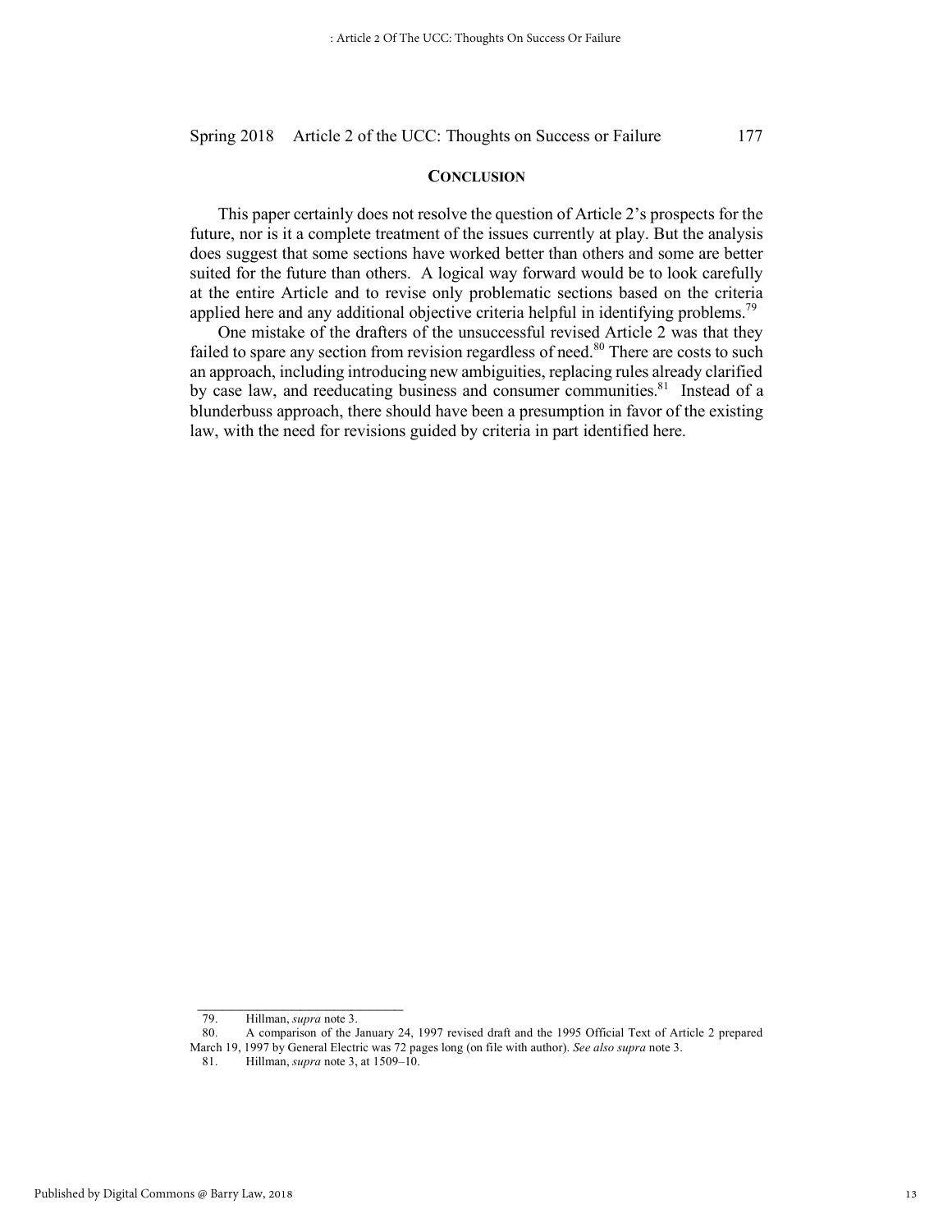## CONCLUSION

This paper certainly does not resolve the question of Article 2's prospects for the future, nor is it a complete treatment of the issues currently at play. But the analysis does suggest that some sections have worked better than others and some are better suited for the future than others. A logical way forward would be to look carefully at the entire Article and to revise only problematic sections based on the criteria applied here and any additional objective criteria helpful in identifying problems.[79]

One mistake of the drafters of the unsuccessful revised Article 2 was that they failed to spare any section from revision regardless of need.[80] There are costs to such an approach, including introducing new ambiguities, replacing rules already clarified by case law, and reeducating business and consumer communities.[81] Instead of a blunderbuss approach, there should have been a presumption in favor of the existing law, with the need for revisions guided by criteria in part identified here.

---

79. Hillman, *supra* note 3.

80. A comparison of the January 24, 1997 revised draft and the 1995 Official Text of Article 2 prepared March 19, 1997 by General Electric was 72 pages long (on file with author). *See also supra* note 3.

81. Hillman, *supra* note 3, at 1509–10.